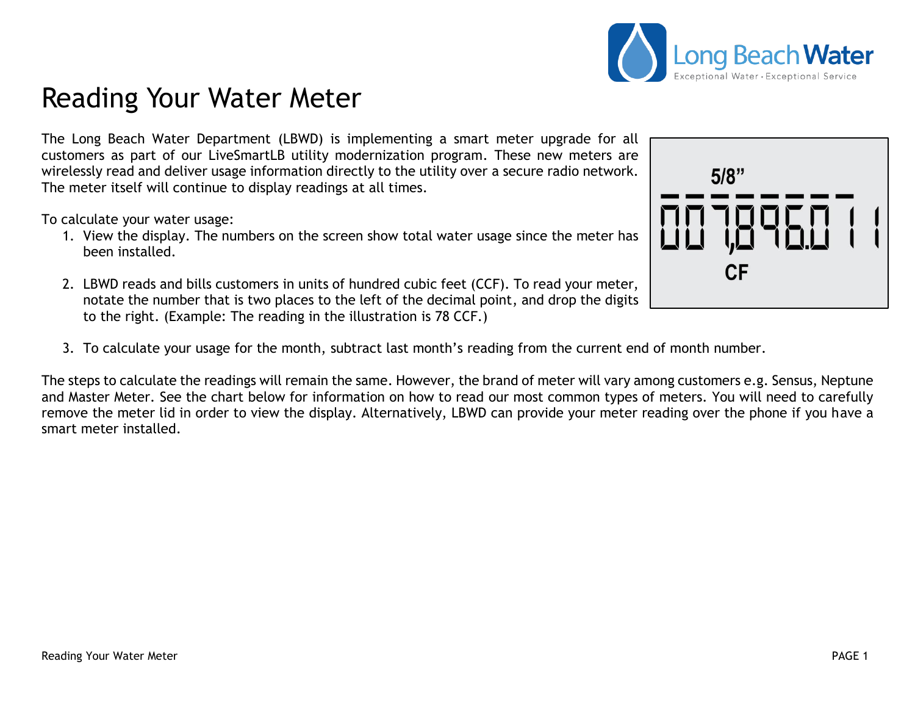# Reading Your Water Meter

The Long Beach Water Department (LBWD) is implementing a smart meter upgrade for all customers as part of our LiveSmartLB utility modernization program. These new meters are wirelessly read and deliver usage information directly to the utility over a secure radio network. The meter itself will continue to display readings at all times.

To calculate your water usage:

1. View the display. The numbers on the screen show total water usage since the meter has been installed.

2. LBWD reads and bills customers in units of hundred cubic feet (CCF). To read your meter, notate the number that is two places to the left of the decimal point, and drop the digits to the right. (Example: The reading in the illustration is 78 CCF.)

3. To calculate your usage for the month, subtract last month's reading from the current end of month number.

The steps to calculate the readings will remain the same. However, the brand of meter will vary among customers e.g. Sensus, Neptune and Master Meter. See the chart below for information on how to read our most common types of meters. You will need to carefully remove the meter lid in order to view the display. Alternatively, LBWD can provide your meter reading over the phone if you have a smart meter installed.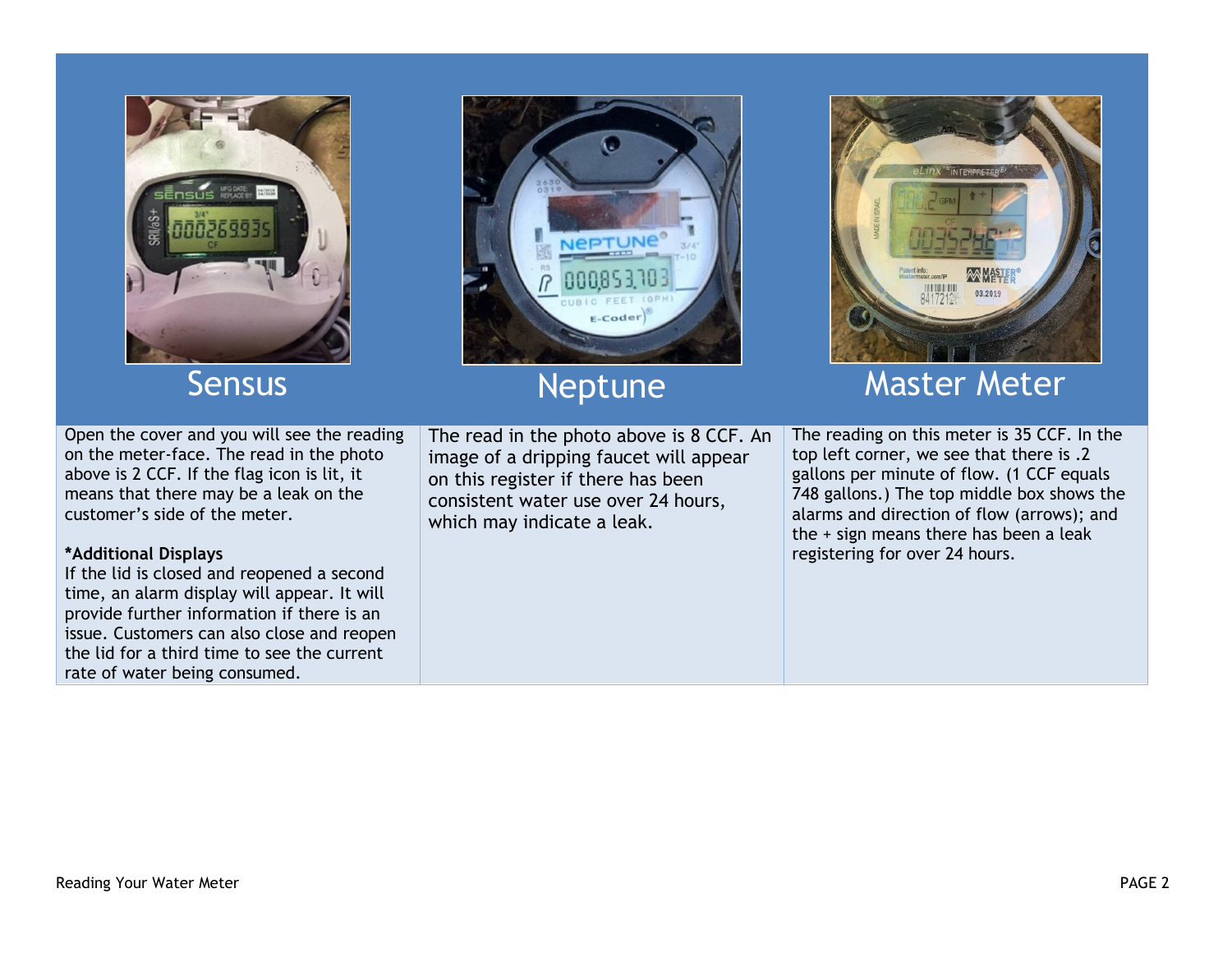| Sensus | Neptune | Master Meter |
| --- | --- | --- |
| Open the cover and you will see the reading on the meter-face. The read in the photo above is 2 CCF. If the flag icon is lit, it means that there may be a leak on the customer's side of the meter.<br><br>**\*Additional Displays**<br>If the lid is closed and reopened a second time, an alarm display will appear. It will provide further information if there is an issue. Customers can also close and reopen the lid for a third time to see the current rate of water being consumed. | The read in the photo above is 8 CCF. An image of a dripping faucet will appear on this register if there has been consistent water use over 24 hours, which may indicate a leak. | The reading on this meter is 35 CCF. In the top left corner, we see that there is .2 gallons per minute of flow. (1 CCF equals 748 gallons.) The top middle box shows the alarms and direction of flow (arrows); and the + sign means there has been a leak registering for over 24 hours. |